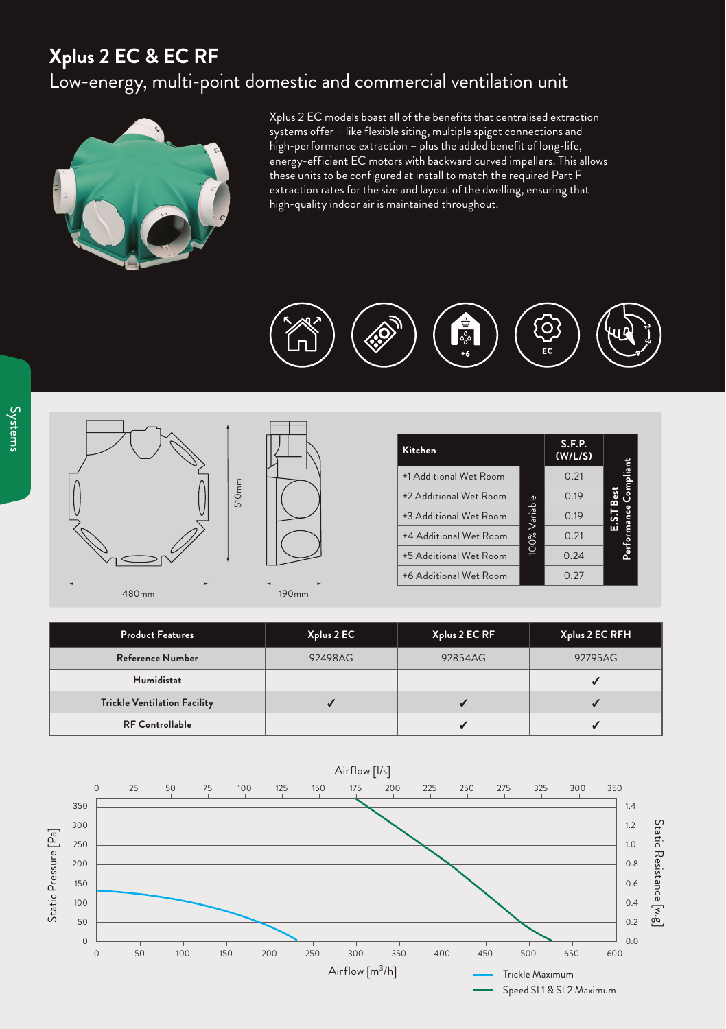# Xplus 2 EC & EC RF

## Low-energy, multi-point domestic and commercial ventilation unit

Xplus 2 EC models boast all of the benefits that centralised extraction systems offer – like flexible siting, multiple spigot connections and high-performance extraction – plus the added benefit of long-life, energy-efficient EC motors with backward curved impellers. This allows these units to be configured at install to match the required Part F extraction rates for the size and layout of the dwelling, ensuring that high-quality indoor air is maintained throughout.

480mm

510mm

190mm

| Kitchen | | S.F.P. (W/L/S) | |
|---|---|---|---|
| +1 Additional Wet Room | 100% Variable | 0.21 | E.S.T Best Performance Compliant |
| +2 Additional Wet Room | | 0.19 | |
| +3 Additional Wet Room | | 0.19 | |
| +4 Additional Wet Room | | 0.21 | |
| +5 Additional Wet Room | | 0.24 | |
| +6 Additional Wet Room | | 0.27 | |

| Product Features | Xplus 2 EC | Xplus 2 EC RF | Xplus 2 EC RFH |
|---|---|---|---|
| Reference Number | 92498AG | 92854AG | 92795AG |
| Humidistat | | | ✓ |
| Trickle Ventilation Facility | ✓ | ✓ | ✓ |
| RF Controllable | | ✓ | ✓ |

Airflow [l/s]

Static Pressure [Pa]

Static Resistance [w.g]

Airflow [m³/h]

Trickle Maximum

Speed SL1 & SL2 Maximum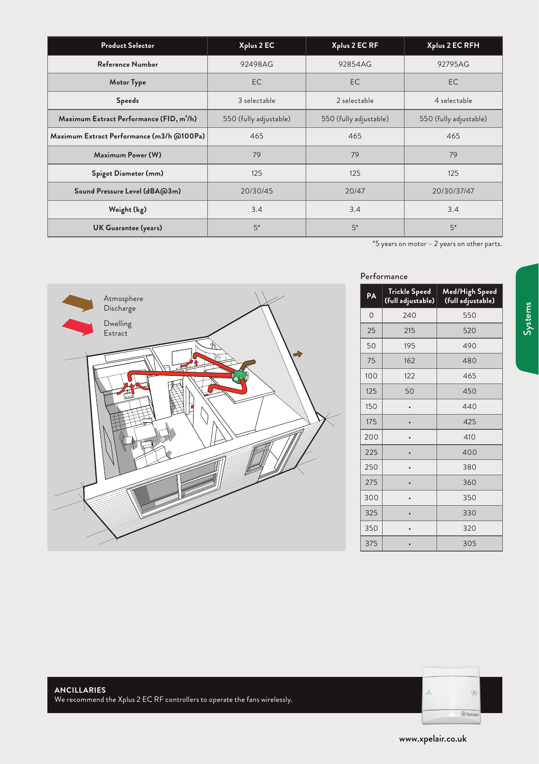| Product Selector | Xplus 2 EC | Xplus 2 EC RF | Xplus 2 EC RFH |
|---|---|---|---|
| Reference Number | 92498AG | 92854AG | 92795AG |
| Motor Type | EC | EC | EC |
| Speeds | 3 selectable | 2 selectable | 4 selectable |
| Maximum Extract Performance (FID, $m^3$/h) | 550 (fully adjustable) | 550 (fully adjustable) | 550 (fully adjustable) |
| Maximum Extract Performance (m3/h @100Pa) | 465 | 465 | 465 |
| Maximum Power (W) | 79 | 79 | 79 |
| Spigot Diameter (mm) | 125 | 125 | 125 |
| Sound Pressure Level (dBA@3m) | 20/30/45 | 20/47 | 20/30/37/47 |
| Weight (kg) | 3.4 | 3.4 | 3.4 |
| UK Guarantee (years) | 5* | 5* | 5* |

*5 years on motor – 2 years on other parts.

Atmosphere Discharge

Dwelling Extract

Performance

| PA | Trickle Speed (full adjustable) | Med/High Speed (full adjustable) |
|---|---|---|
| 0 | 240 | 550 |
| 25 | 215 | 520 |
| 50 | 195 | 490 |
| 75 | 162 | 480 |
| 100 | 122 | 465 |
| 125 | 50 | 450 |
| 150 | • | 440 |
| 175 | • | 425 |
| 200 | • | 410 |
| 225 | • | 400 |
| 250 | • | 380 |
| 275 | • | 360 |
| 300 | • | 350 |
| 325 | • | 330 |
| 350 | • | 320 |
| 375 | • | 305 |

Systems

**ANCILLARIES**

We recommend the Xplus 2 EC RF controllers to operate the fans wirelessly.

www.xpelair.co.uk